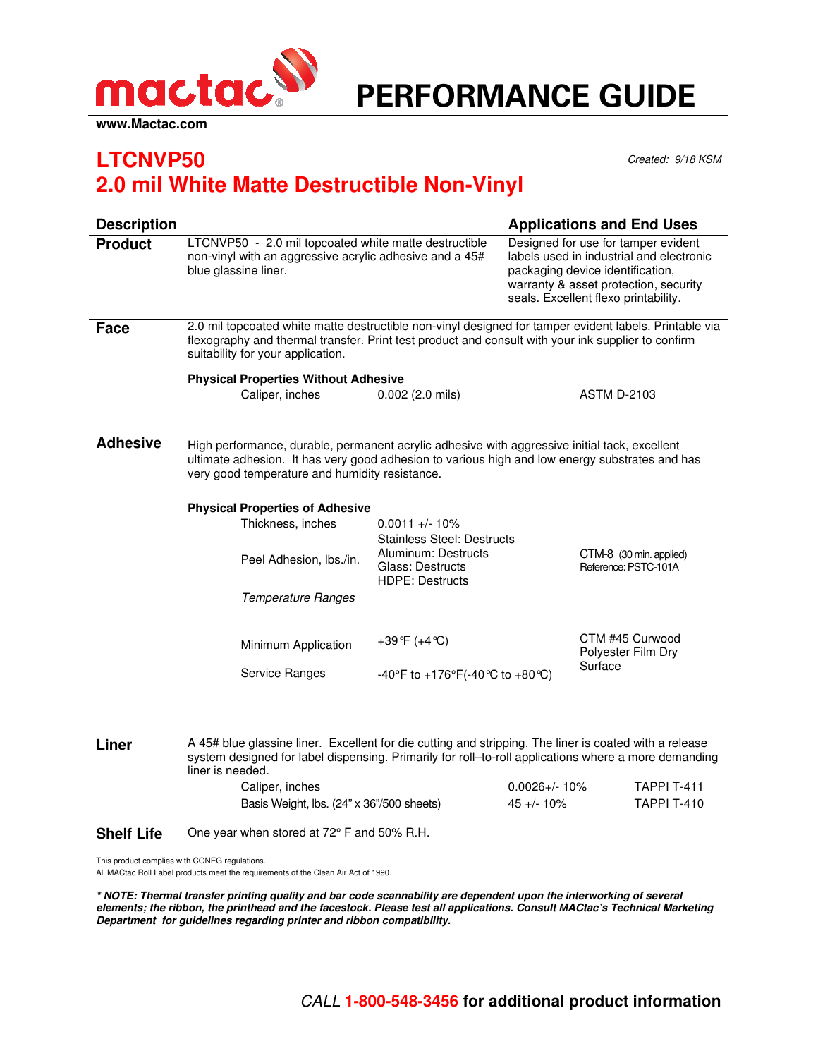# PERFORMANCE GUIDE

www.Mactac.com

## LTCNVP50
## 2.0 mil White Matte Destructible Non-Vinyl

*Created: 9/18 KSM*

### Description

**Product**

LTCNVP50 - 2.0 mil topcoated white matte destructible non-vinyl with an aggressive acrylic adhesive and a 45# blue glassine liner.

### Applications and End Uses

Designed for use for tamper evident labels used in industrial and electronic packaging device identification, warranty & asset protection, security seals. Excellent flexo printability.

### Face

2.0 mil topcoated white matte destructible non-vinyl designed for tamper evident labels. Printable via flexography and thermal transfer. Print test product and consult with your ink supplier to confirm suitability for your application.

**Physical Properties Without Adhesive**

| | | |
|---|---|---|
| Caliper, inches | 0.002 (2.0 mils) | ASTM D-2103 |

### Adhesive

High performance, durable, permanent acrylic adhesive with aggressive initial tack, excellent ultimate adhesion. It has very good adhesion to various high and low energy substrates and has very good temperature and humidity resistance.

**Physical Properties of Adhesive**

| | | |
|---|---|---|
| Thickness, inches | 0.0011 +/- 10% | |
| Peel Adhesion, lbs./in. | Stainless Steel: Destructs<br>Aluminum: Destructs<br>Glass: Destructs<br>HDPE: Destructs | CTM-8 (30 min. applied)<br>Reference: PSTC-101A |
| *Temperature Ranges* | | |
| Minimum Application | +39°F (+4°C) | CTM #45 Curwood Polyester Film Dry Surface |
| Service Ranges | -40°F to +176°F(-40°C to +80°C) | |

### Liner

A 45# blue glassine liner. Excellent for die cutting and stripping. The liner is coated with a release system designed for label dispensing. Primarily for roll–to-roll applications where a more demanding liner is needed.

| | | |
|---|---|---|
| Caliper, inches | 0.0026+/- 10% | TAPPI T-411 |
| Basis Weight, lbs. (24" x 36"/500 sheets) | 45 +/- 10% | TAPPI T-410 |

### Shelf Life

One year when stored at 72° F and 50% R.H.

This product complies with CONEG regulations.
All MACtac Roll Label products meet the requirements of the Clean Air Act of 1990.

***\* NOTE: Thermal transfer printing quality and bar code scannability are dependent upon the interworking of several elements; the ribbon, the printhead and the facestock. Please test all applications. Consult MACtac's Technical Marketing Department for guidelines regarding printer and ribbon compatibility.***

*CALL* **1-800-548-3456 for additional product information**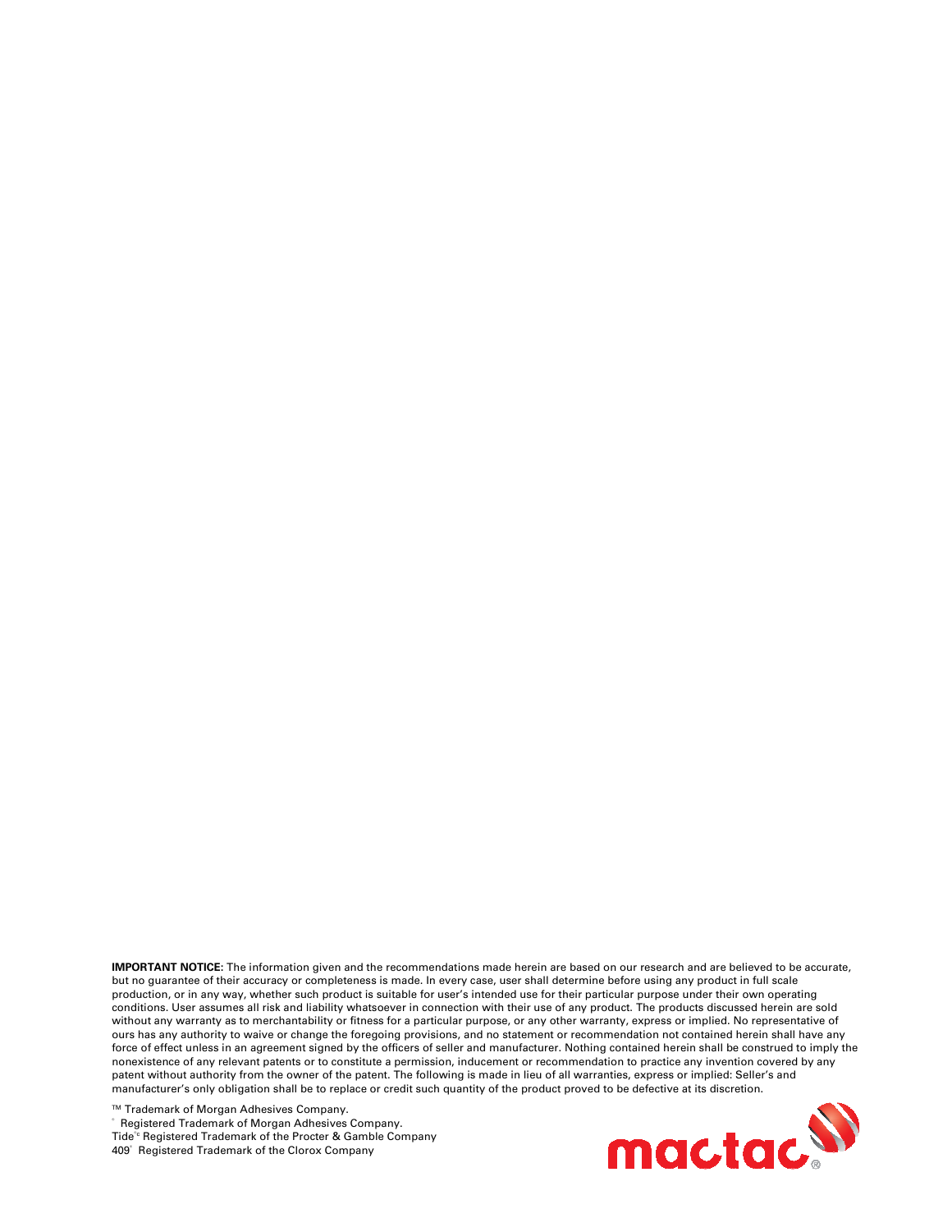**IMPORTANT NOTICE:** The information given and the recommendations made herein are based on our research and are believed to be accurate, but no guarantee of their accuracy or completeness is made. In every case, user shall determine before using any product in full scale production, or in any way, whether such product is suitable for user's intended use for their particular purpose under their own operating conditions. User assumes all risk and liability whatsoever in connection with their use of any product. The products discussed herein are sold without any warranty as to merchantability or fitness for a particular purpose, or any other warranty, express or implied. No representative of ours has any authority to waive or change the foregoing provisions, and no statement or recommendation not contained herein shall have any force of effect unless in an agreement signed by the officers of seller and manufacturer. Nothing contained herein shall be construed to imply the nonexistence of any relevant patents or to constitute a permission, inducement or recommendation to practice any invention covered by any patent without authority from the owner of the patent. The following is made in lieu of all warranties, express or implied: Seller's and manufacturer's only obligation shall be to replace or credit such quantity of the product proved to be defective at its discretion.

™ Trademark of Morgan Adhesives Company.
® Registered Trademark of Morgan Adhesives Company.
Tide®™ Registered Trademark of the Procter & Gamble Company
409® Registered Trademark of the Clorox Company

mactac®